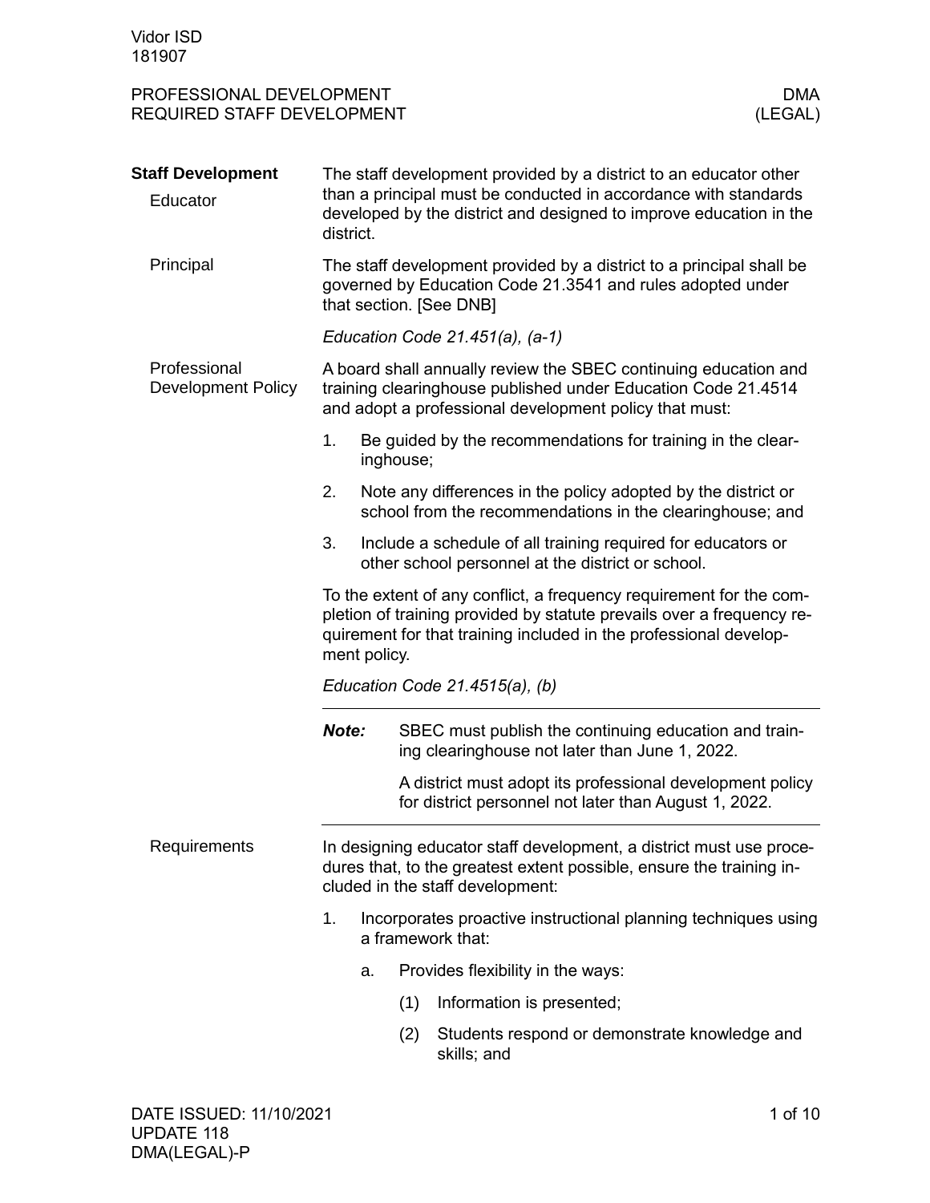Vidor ISD
181907

# PROFESSIONAL DEVELOPMENT
## REQUIRED STAFF DEVELOPMENT

DMA (LEGAL)

## Staff Development

### Educator

The staff development provided by a district to an educator other than a principal must be conducted in accordance with standards developed by the district and designed to improve education in the district.

### Principal

The staff development provided by a district to a principal shall be governed by Education Code 21.3541 and rules adopted under that section. [See DNB]

*Education Code 21.451(a), (a-1)*

### Professional Development Policy

A board shall annually review the SBEC continuing education and training clearinghouse published under Education Code 21.4514 and adopt a professional development policy that must:

1. Be guided by the recommendations for training in the clearinghouse;
2. Note any differences in the policy adopted by the district or school from the recommendations in the clearinghouse; and
3. Include a schedule of all training required for educators or other school personnel at the district or school.

To the extent of any conflict, a frequency requirement for the completion of training provided by statute prevails over a frequency requirement for that training included in the professional development policy.

*Education Code 21.4515(a), (b)*

---

***Note:*** SBEC must publish the continuing education and training clearinghouse not later than June 1, 2022.

A district must adopt its professional development policy for district personnel not later than August 1, 2022.

---

### Requirements

In designing educator staff development, a district must use procedures that, to the greatest extent possible, ensure the training included in the staff development:

1. Incorporates proactive instructional planning techniques using a framework that:
   a. Provides flexibility in the ways:
      (1) Information is presented;
      (2) Students respond or demonstrate knowledge and skills; and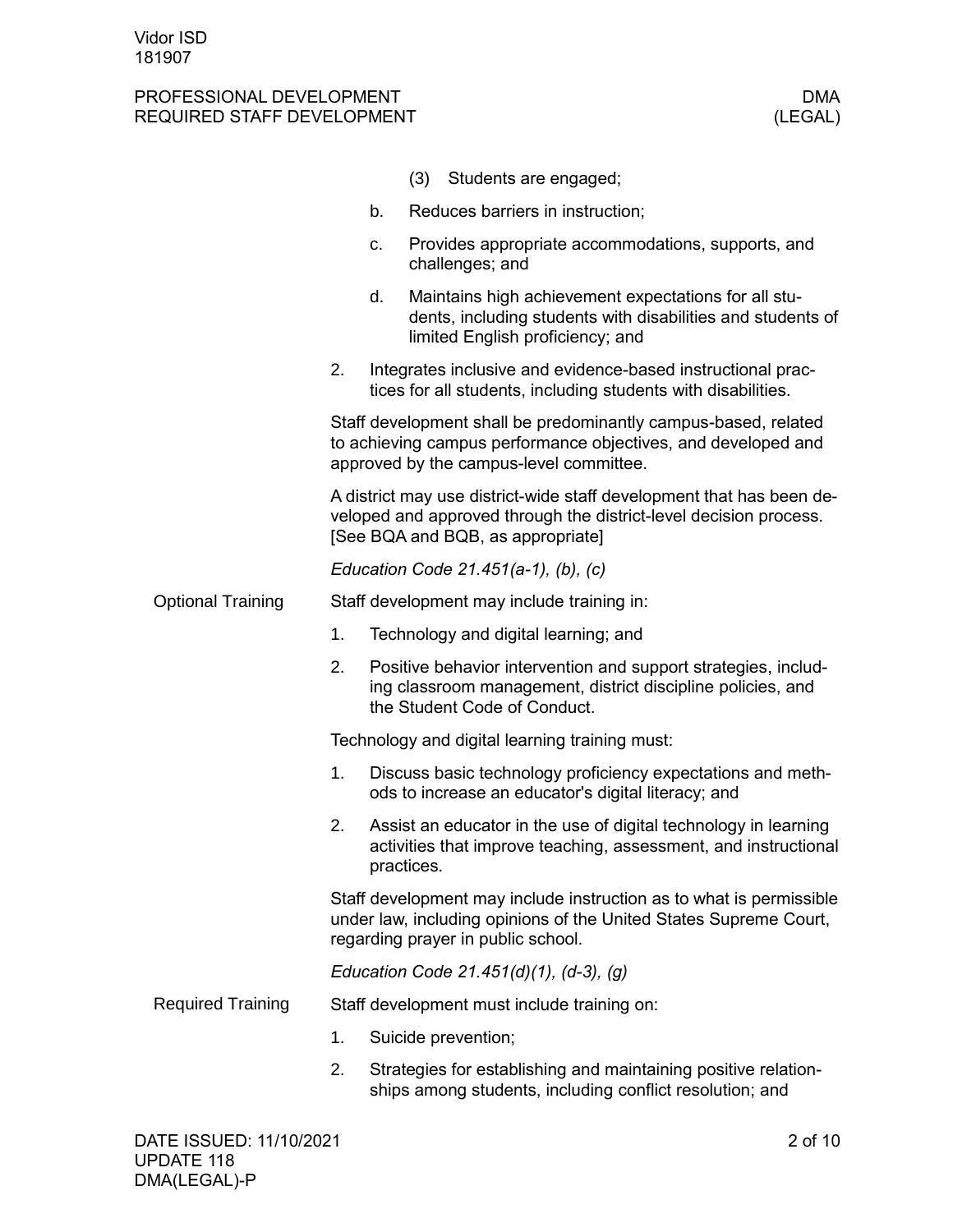(3) Students are engaged;

b. Reduces barriers in instruction;

c. Provides appropriate accommodations, supports, and challenges; and

d. Maintains high achievement expectations for all students, including students with disabilities and students of limited English proficiency; and

2. Integrates inclusive and evidence-based instructional practices for all students, including students with disabilities.

Staff development shall be predominantly campus-based, related to achieving campus performance objectives, and developed and approved by the campus-level committee.

A district may use district-wide staff development that has been developed and approved through the district-level decision process. [See BQA and BQB, as appropriate]

*Education Code 21.451(a-1), (b), (c)*

## Optional Training

Staff development may include training in:

1. Technology and digital learning; and
2. Positive behavior intervention and support strategies, including classroom management, district discipline policies, and the Student Code of Conduct.

Technology and digital learning training must:

1. Discuss basic technology proficiency expectations and methods to increase an educator's digital literacy; and
2. Assist an educator in the use of digital technology in learning activities that improve teaching, assessment, and instructional practices.

Staff development may include instruction as to what is permissible under law, including opinions of the United States Supreme Court, regarding prayer in public school.

*Education Code 21.451(d)(1), (d-3), (g)*

## Required Training

Staff development must include training on:

1. Suicide prevention;
2. Strategies for establishing and maintaining positive relationships among students, including conflict resolution; and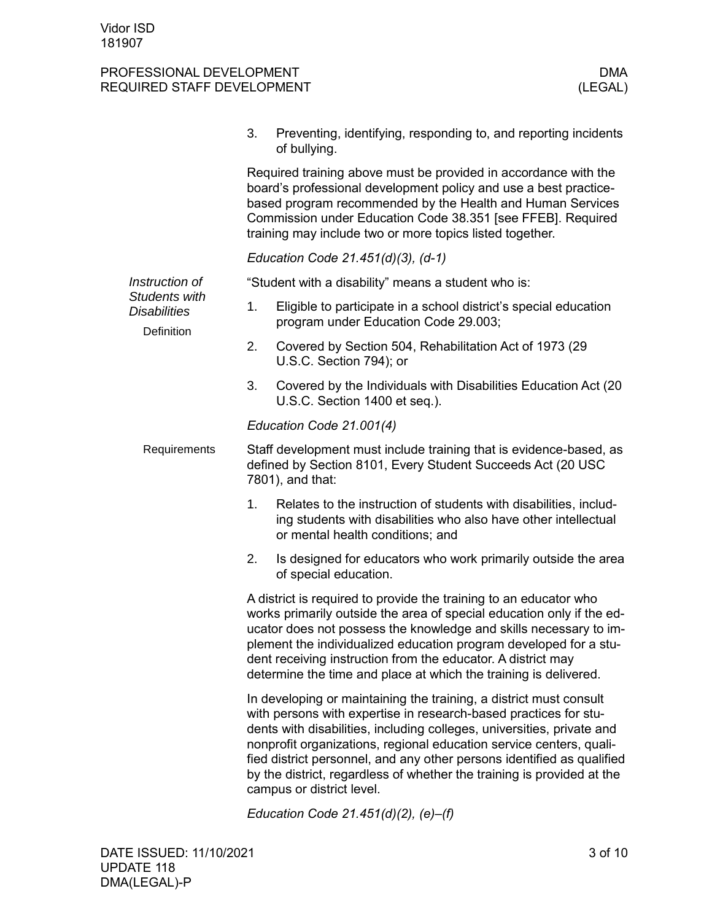3. Preventing, identifying, responding to, and reporting incidents of bullying.

Required training above must be provided in accordance with the board's professional development policy and use a best practice-based program recommended by the Health and Human Services Commission under Education Code 38.351 [see FFEB]. Required training may include two or more topics listed together.

*Education Code 21.451(d)(3), (d-1)*

## *Instruction of Students with Disabilities*

### Definition

"Student with a disability" means a student who is:

1. Eligible to participate in a school district's special education program under Education Code 29.003;
2. Covered by Section 504, Rehabilitation Act of 1973 (29 U.S.C. Section 794); or
3. Covered by the Individuals with Disabilities Education Act (20 U.S.C. Section 1400 et seq.).

*Education Code 21.001(4)*

### Requirements

Staff development must include training that is evidence-based, as defined by Section 8101, Every Student Succeeds Act (20 USC 7801), and that:

1. Relates to the instruction of students with disabilities, including students with disabilities who also have other intellectual or mental health conditions; and
2. Is designed for educators who work primarily outside the area of special education.

A district is required to provide the training to an educator who works primarily outside the area of special education only if the educator does not possess the knowledge and skills necessary to implement the individualized education program developed for a student receiving instruction from the educator. A district may determine the time and place at which the training is delivered.

In developing or maintaining the training, a district must consult with persons with expertise in research-based practices for students with disabilities, including colleges, universities, private and nonprofit organizations, regional education service centers, qualified district personnel, and any other persons identified as qualified by the district, regardless of whether the training is provided at the campus or district level.

*Education Code 21.451(d)(2), (e)–(f)*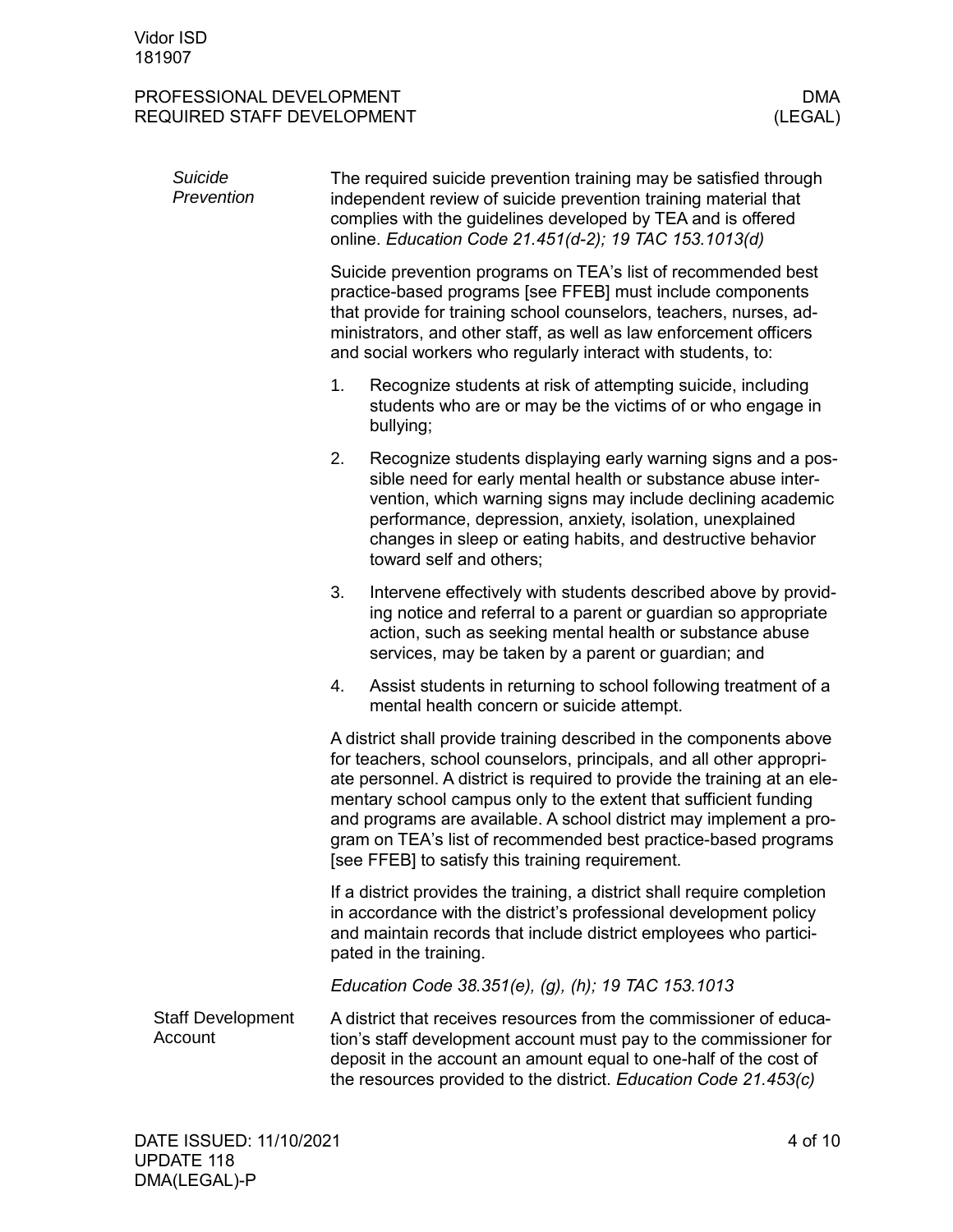#### *Suicide Prevention*

The required suicide prevention training may be satisfied through independent review of suicide prevention training material that complies with the guidelines developed by TEA and is offered online. *Education Code 21.451(d-2); 19 TAC 153.1013(d)*

Suicide prevention programs on TEA's list of recommended best practice-based programs [see FFEB] must include components that provide for training school counselors, teachers, nurses, administrators, and other staff, as well as law enforcement officers and social workers who regularly interact with students, to:

1. Recognize students at risk of attempting suicide, including students who are or may be the victims of or who engage in bullying;
2. Recognize students displaying early warning signs and a possible need for early mental health or substance abuse intervention, which warning signs may include declining academic performance, depression, anxiety, isolation, unexplained changes in sleep or eating habits, and destructive behavior toward self and others;
3. Intervene effectively with students described above by providing notice and referral to a parent or guardian so appropriate action, such as seeking mental health or substance abuse services, may be taken by a parent or guardian; and
4. Assist students in returning to school following treatment of a mental health concern or suicide attempt.

A district shall provide training described in the components above for teachers, school counselors, principals, and all other appropriate personnel. A district is required to provide the training at an elementary school campus only to the extent that sufficient funding and programs are available. A school district may implement a program on TEA's list of recommended best practice-based programs [see FFEB] to satisfy this training requirement.

If a district provides the training, a district shall require completion in accordance with the district's professional development policy and maintain records that include district employees who participated in the training.

*Education Code 38.351(e), (g), (h); 19 TAC 153.1013*

### Staff Development Account

A district that receives resources from the commissioner of education's staff development account must pay to the commissioner for deposit in the account an amount equal to one-half of the cost of the resources provided to the district. *Education Code 21.453(c)*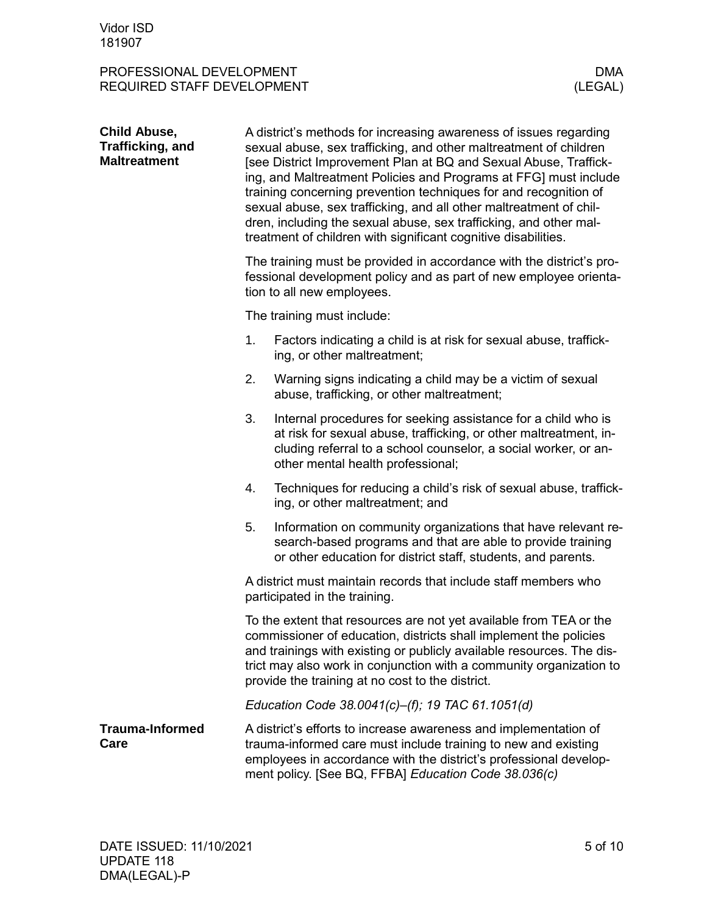## Child Abuse, Trafficking, and Maltreatment

A district's methods for increasing awareness of issues regarding sexual abuse, sex trafficking, and other maltreatment of children [see District Improvement Plan at BQ and Sexual Abuse, Trafficking, and Maltreatment Policies and Programs at FFG] must include training concerning prevention techniques for and recognition of sexual abuse, sex trafficking, and all other maltreatment of children, including the sexual abuse, sex trafficking, and other maltreatment of children with significant cognitive disabilities.

The training must be provided in accordance with the district's professional development policy and as part of new employee orientation to all new employees.

The training must include:

1. Factors indicating a child is at risk for sexual abuse, trafficking, or other maltreatment;
2. Warning signs indicating a child may be a victim of sexual abuse, trafficking, or other maltreatment;
3. Internal procedures for seeking assistance for a child who is at risk for sexual abuse, trafficking, or other maltreatment, including referral to a school counselor, a social worker, or another mental health professional;
4. Techniques for reducing a child's risk of sexual abuse, trafficking, or other maltreatment; and
5. Information on community organizations that have relevant research-based programs and that are able to provide training or other education for district staff, students, and parents.

A district must maintain records that include staff members who participated in the training.

To the extent that resources are not yet available from TEA or the commissioner of education, districts shall implement the policies and trainings with existing or publicly available resources. The district may also work in conjunction with a community organization to provide the training at no cost to the district.

*Education Code 38.0041(c)–(f); 19 TAC 61.1051(d)*

## Trauma-Informed Care

A district's efforts to increase awareness and implementation of trauma-informed care must include training to new and existing employees in accordance with the district's professional development policy. [See BQ, FFBA] *Education Code 38.036(c)*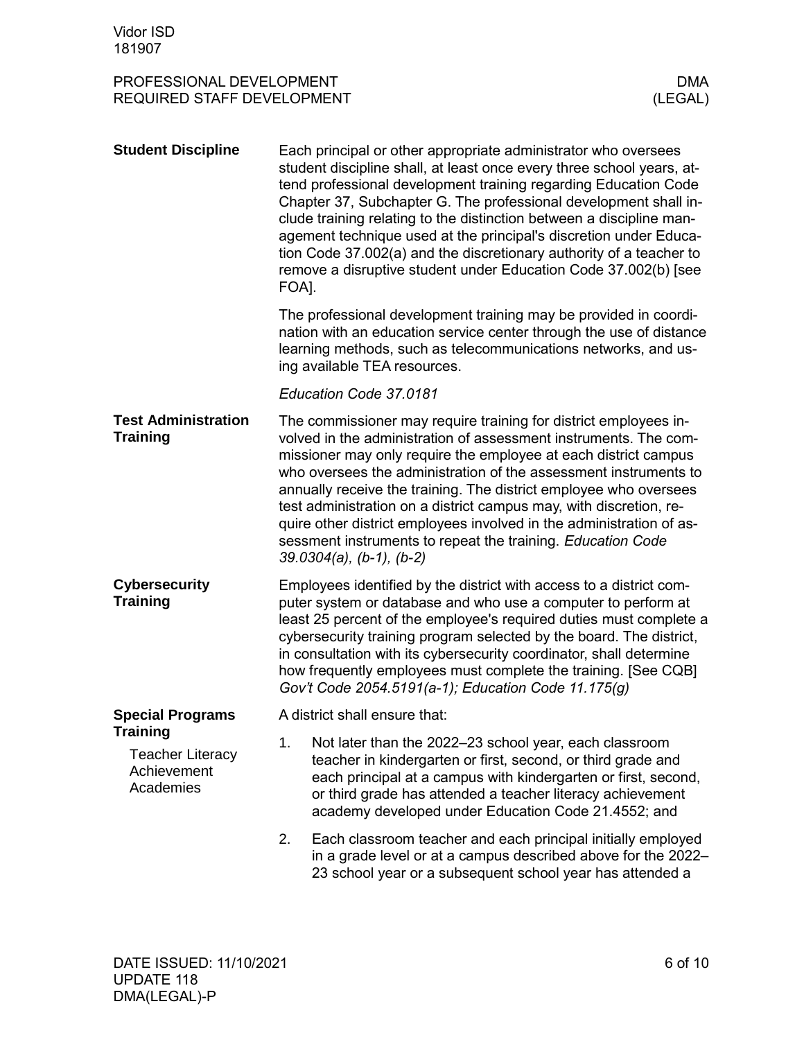## Student Discipline

Each principal or other appropriate administrator who oversees student discipline shall, at least once every three school years, attend professional development training regarding Education Code Chapter 37, Subchapter G. The professional development shall include training relating to the distinction between a discipline management technique used at the principal's discretion under Education Code 37.002(a) and the discretionary authority of a teacher to remove a disruptive student under Education Code 37.002(b) [see FOA].

The professional development training may be provided in coordination with an education service center through the use of distance learning methods, such as telecommunications networks, and using available TEA resources.

*Education Code 37.0181*

## Test Administration Training

The commissioner may require training for district employees involved in the administration of assessment instruments. The commissioner may only require the employee at each district campus who oversees the administration of the assessment instruments to annually receive the training. The district employee who oversees test administration on a district campus may, with discretion, require other district employees involved in the administration of assessment instruments to repeat the training. *Education Code 39.0304(a), (b-1), (b-2)*

## Cybersecurity Training

Employees identified by the district with access to a district computer system or database and who use a computer to perform at least 25 percent of the employee's required duties must complete a cybersecurity training program selected by the board. The district, in consultation with its cybersecurity coordinator, shall determine how frequently employees must complete the training. [See CQB] *Gov't Code 2054.5191(a-1); Education Code 11.175(g)*

## Special Programs Training

### Teacher Literacy Achievement Academies

A district shall ensure that:

1. Not later than the 2022–23 school year, each classroom teacher in kindergarten or first, second, or third grade and each principal at a campus with kindergarten or first, second, or third grade has attended a teacher literacy achievement academy developed under Education Code 21.4552; and
2. Each classroom teacher and each principal initially employed in a grade level or at a campus described above for the 2022–23 school year or a subsequent school year has attended a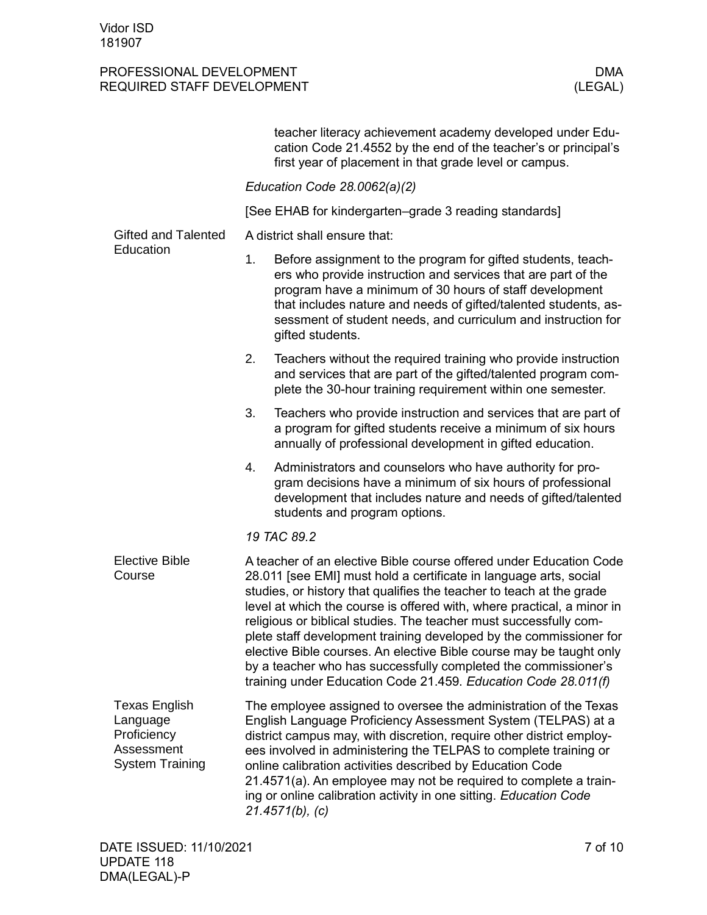teacher literacy achievement academy developed under Education Code 21.4552 by the end of the teacher's or principal's first year of placement in that grade level or campus.

*Education Code 28.0062(a)(2)*

[See EHAB for kindergarten–grade 3 reading standards]

### Gifted and Talented Education

A district shall ensure that:

1. Before assignment to the program for gifted students, teachers who provide instruction and services that are part of the program have a minimum of 30 hours of staff development that includes nature and needs of gifted/talented students, assessment of student needs, and curriculum and instruction for gifted students.
2. Teachers without the required training who provide instruction and services that are part of the gifted/talented program complete the 30-hour training requirement within one semester.
3. Teachers who provide instruction and services that are part of a program for gifted students receive a minimum of six hours annually of professional development in gifted education.
4. Administrators and counselors who have authority for program decisions have a minimum of six hours of professional development that includes nature and needs of gifted/talented students and program options.

*19 TAC 89.2*

### Elective Bible Course

A teacher of an elective Bible course offered under Education Code 28.011 [see EMI] must hold a certificate in language arts, social studies, or history that qualifies the teacher to teach at the grade level at which the course is offered with, where practical, a minor in religious or biblical studies. The teacher must successfully complete staff development training developed by the commissioner for elective Bible courses. An elective Bible course may be taught only by a teacher who has successfully completed the commissioner's training under Education Code 21.459. *Education Code 28.011(f)*

### Texas English Language Proficiency Assessment System Training

The employee assigned to oversee the administration of the Texas English Language Proficiency Assessment System (TELPAS) at a district campus may, with discretion, require other district employees involved in administering the TELPAS to complete training or online calibration activities described by Education Code 21.4571(a). An employee may not be required to complete a training or online calibration activity in one sitting. *Education Code 21.4571(b), (c)*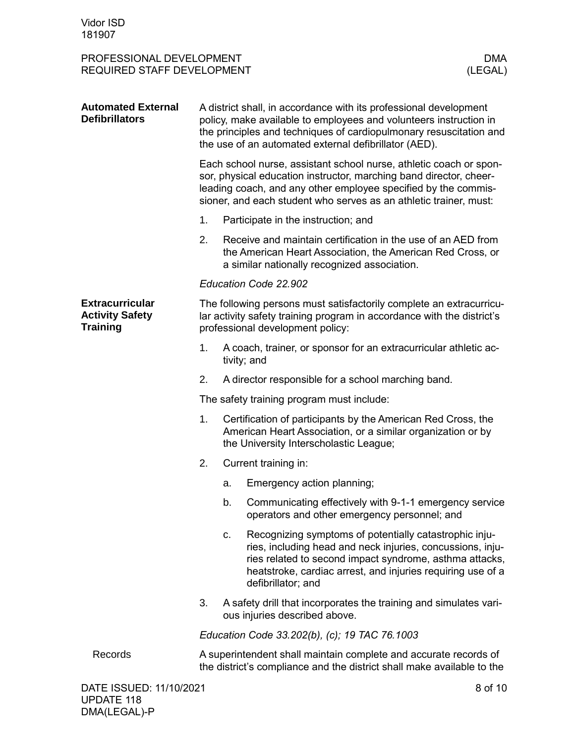## Automated External Defibrillators

A district shall, in accordance with its professional development policy, make available to employees and volunteers instruction in the principles and techniques of cardiopulmonary resuscitation and the use of an automated external defibrillator (AED).

Each school nurse, assistant school nurse, athletic coach or sponsor, physical education instructor, marching band director, cheerleading coach, and any other employee specified by the commissioner, and each student who serves as an athletic trainer, must:

1. Participate in the instruction; and
2. Receive and maintain certification in the use of an AED from the American Heart Association, the American Red Cross, or a similar nationally recognized association.

*Education Code 22.902*

## Extracurricular Activity Safety Training

The following persons must satisfactorily complete an extracurricular activity safety training program in accordance with the district's professional development policy:

1. A coach, trainer, or sponsor for an extracurricular athletic activity; and
2. A director responsible for a school marching band.

The safety training program must include:

1. Certification of participants by the American Red Cross, the American Heart Association, or a similar organization or by the University Interscholastic League;
2. Current training in:
   a. Emergency action planning;
   b. Communicating effectively with 9-1-1 emergency service operators and other emergency personnel; and
   c. Recognizing symptoms of potentially catastrophic injuries, including head and neck injuries, concussions, injuries related to second impact syndrome, asthma attacks, heatstroke, cardiac arrest, and injuries requiring use of a defibrillator; and
3. A safety drill that incorporates the training and simulates various injuries described above.

*Education Code 33.202(b), (c); 19 TAC 76.1003*

### Records

A superintendent shall maintain complete and accurate records of the district's compliance and the district shall make available to the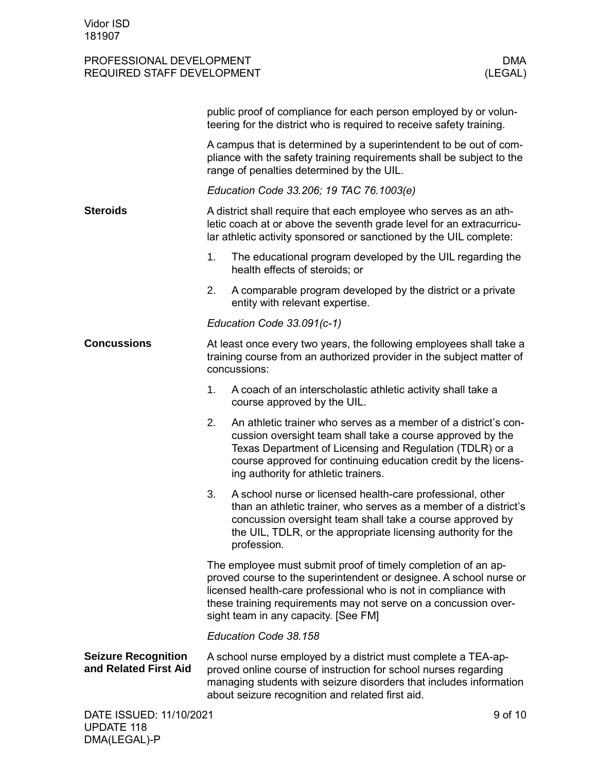public proof of compliance for each person employed by or volunteering for the district who is required to receive safety training.

A campus that is determined by a superintendent to be out of compliance with the safety training requirements shall be subject to the range of penalties determined by the UIL.

*Education Code 33.206; 19 TAC 76.1003(e)*

**Steroids**

A district shall require that each employee who serves as an athletic coach at or above the seventh grade level for an extracurricular athletic activity sponsored or sanctioned by the UIL complete:

1. The educational program developed by the UIL regarding the health effects of steroids; or
2. A comparable program developed by the district or a private entity with relevant expertise.

*Education Code 33.091(c-1)*

**Concussions**

At least once every two years, the following employees shall take a training course from an authorized provider in the subject matter of concussions:

1. A coach of an interscholastic athletic activity shall take a course approved by the UIL.
2. An athletic trainer who serves as a member of a district's concussion oversight team shall take a course approved by the Texas Department of Licensing and Regulation (TDLR) or a course approved for continuing education credit by the licensing authority for athletic trainers.
3. A school nurse or licensed health-care professional, other than an athletic trainer, who serves as a member of a district's concussion oversight team shall take a course approved by the UIL, TDLR, or the appropriate licensing authority for the profession.

The employee must submit proof of timely completion of an approved course to the superintendent or designee. A school nurse or licensed health-care professional who is not in compliance with these training requirements may not serve on a concussion oversight team in any capacity. [See FM]

*Education Code 38.158*

**Seizure Recognition and Related First Aid**

A school nurse employed by a district must complete a TEA-approved online course of instruction for school nurses regarding managing students with seizure disorders that includes information about seizure recognition and related first aid.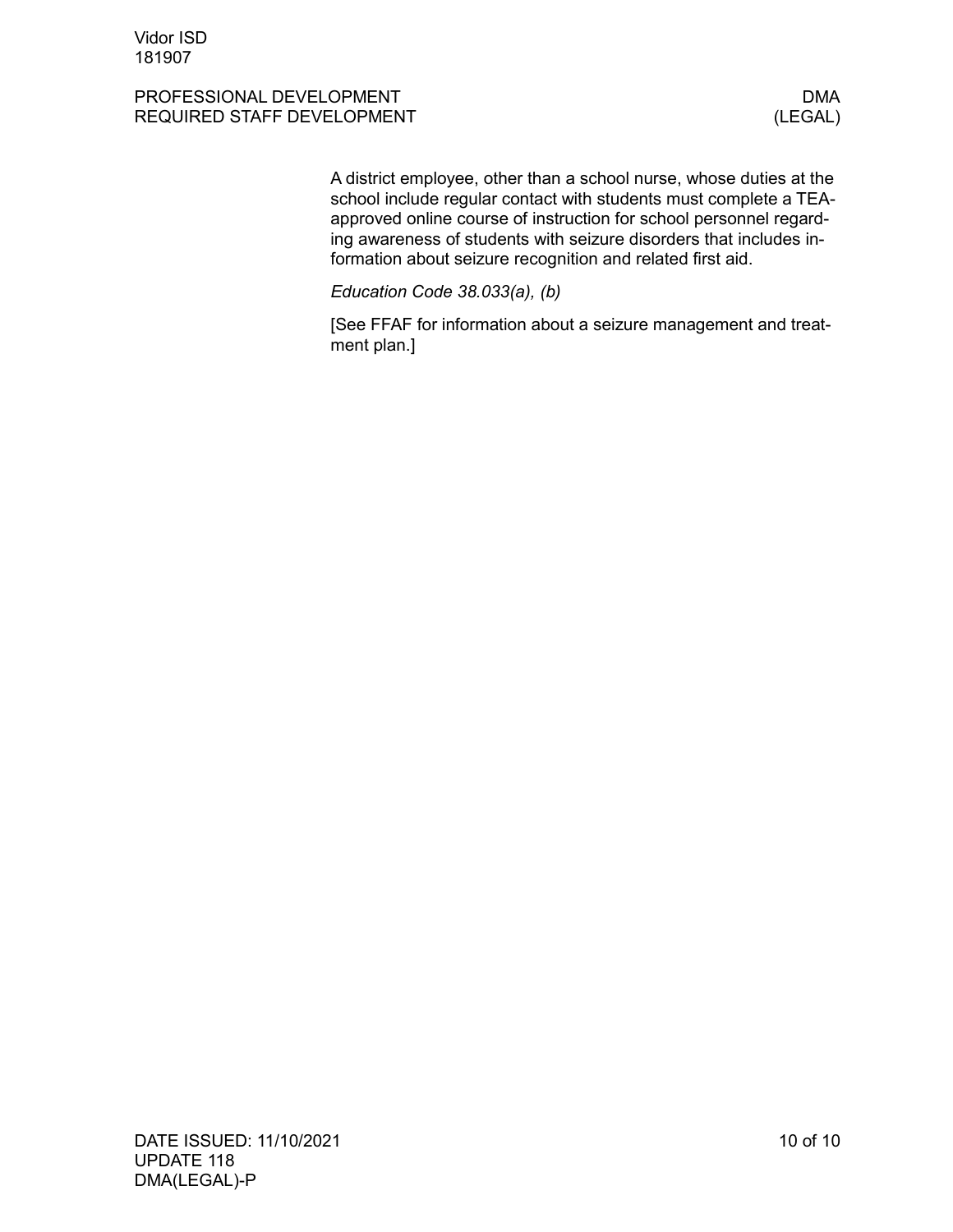A district employee, other than a school nurse, whose duties at the school include regular contact with students must complete a TEA-approved online course of instruction for school personnel regarding awareness of students with seizure disorders that includes information about seizure recognition and related first aid.

*Education Code 38.033(a), (b)*

[See FFAF for information about a seizure management and treatment plan.]